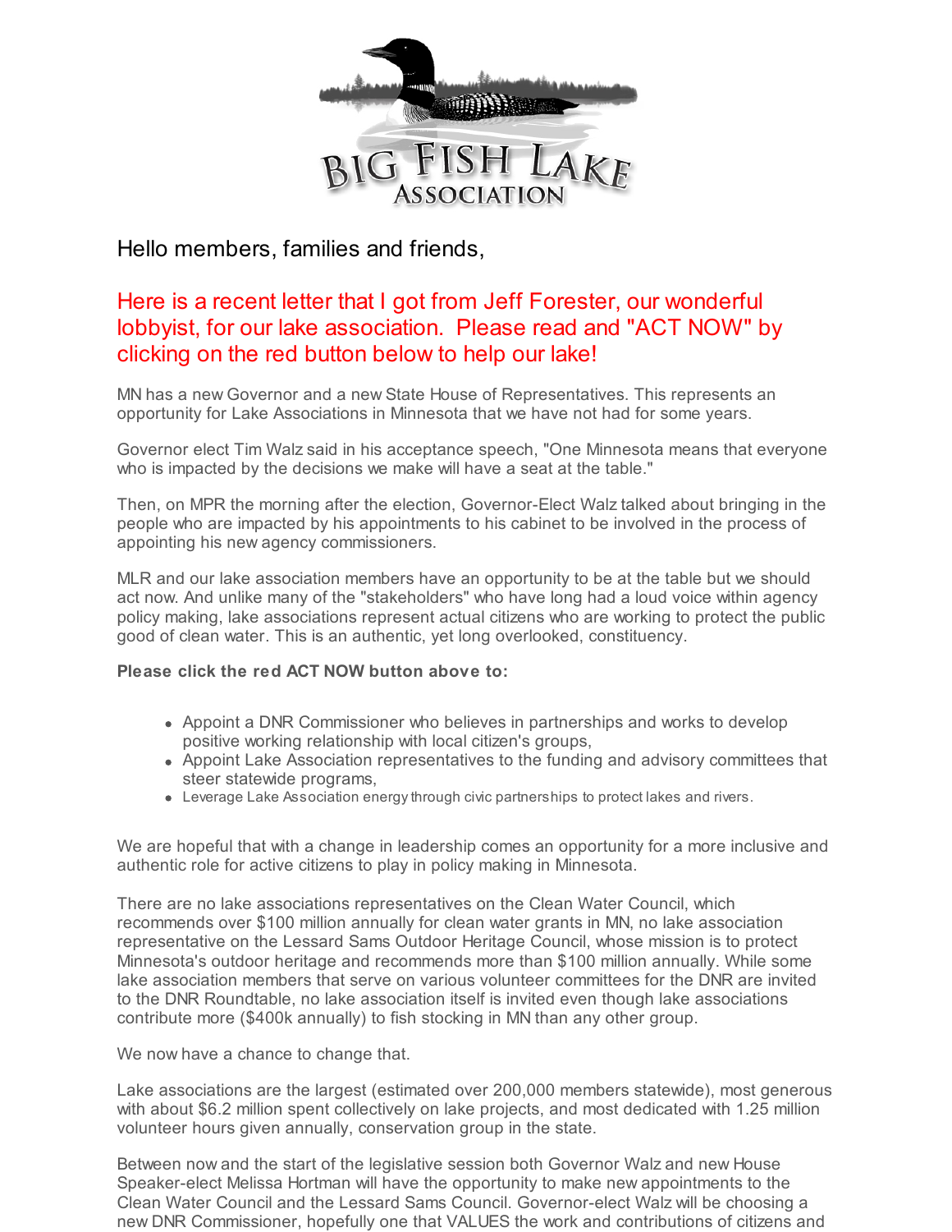# BIG FISH LAKE ASSOCIATION

Hello members, families and friends,

Here is a recent letter that I got from Jeff Forester, our wonderful lobbyist, for our lake association. Please read and "ACT NOW" by clicking on the red button below to help our lake!

MN has a new Governor and a new State House of Representatives. This represents an opportunity for Lake Associations in Minnesota that we have not had for some years.

Governor elect Tim Walz said in his acceptance speech, "One Minnesota means that everyone who is impacted by the decisions we make will have a seat at the table."

Then, on MPR the morning after the election, Governor-Elect Walz talked about bringing in the people who are impacted by his appointments to his cabinet to be involved in the process of appointing his new agency commissioners.

MLR and our lake association members have an opportunity to be at the table but we should act now. And unlike many of the "stakeholders" who have long had a loud voice within agency policy making, lake associations represent actual citizens who are working to protect the public good of clean water. This is an authentic, yet long overlooked, constituency.

**Please click the red ACT NOW button above to:**

- Appoint a DNR Commissioner who believes in partnerships and works to develop positive working relationship with local citizen's groups,
- Appoint Lake Association representatives to the funding and advisory committees that steer statewide programs,
- Leverage Lake Association energy through civic partnerships to protect lakes and rivers.

We are hopeful that with a change in leadership comes an opportunity for a more inclusive and authentic role for active citizens to play in policy making in Minnesota.

There are no lake associations representatives on the Clean Water Council, which recommends over $100 million annually for clean water grants in MN, no lake association representative on the Lessard Sams Outdoor Heritage Council, whose mission is to protect Minnesota's outdoor heritage and recommends more than $100 million annually. While some lake association members that serve on various volunteer committees for the DNR are invited to the DNR Roundtable, no lake association itself is invited even though lake associations contribute more ($400k annually) to fish stocking in MN than any other group.

We now have a chance to change that.

Lake associations are the largest (estimated over 200,000 members statewide), most generous with about $6.2 million spent collectively on lake projects, and most dedicated with 1.25 million volunteer hours given annually, conservation group in the state.

Between now and the start of the legislative session both Governor Walz and new House Speaker-elect Melissa Hortman will have the opportunity to make new appointments to the Clean Water Council and the Lessard Sams Council. Governor-elect Walz will be choosing a new DNR Commissioner, hopefully one that VALUES the work and contributions of citizens and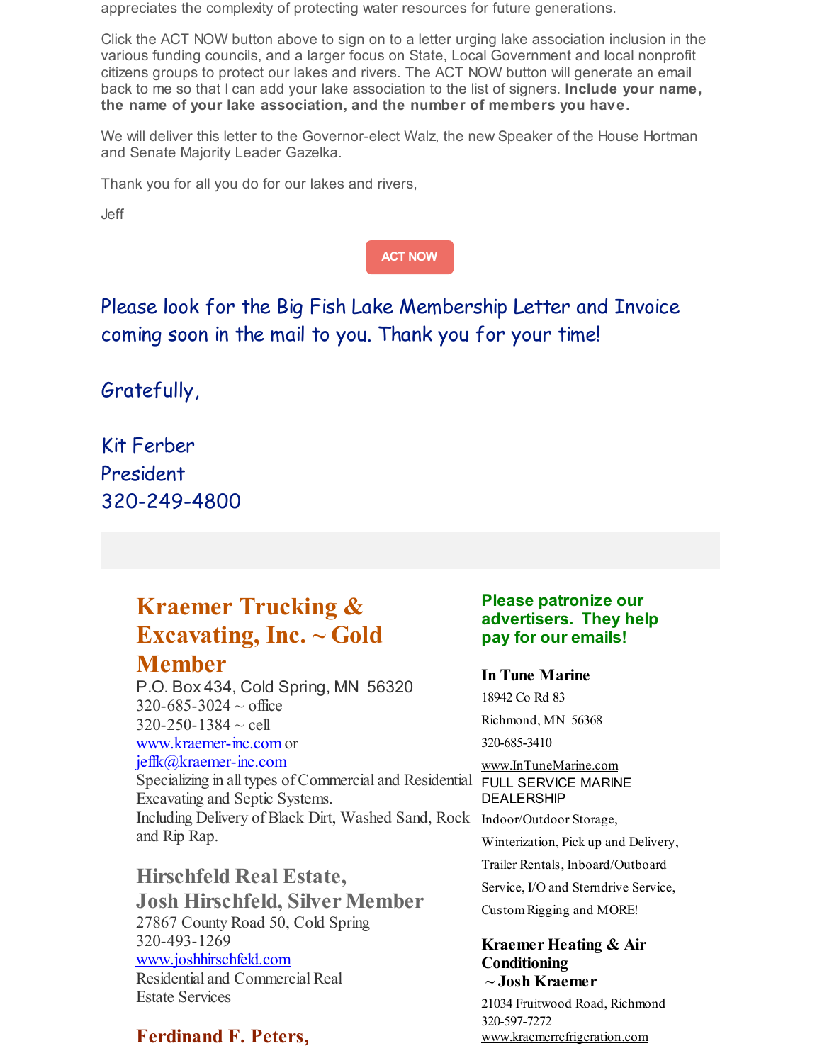appreciates the complexity of protecting water resources for future generations.

Click the ACT NOW button above to sign on to a letter urging lake association inclusion in the various funding councils, and a larger focus on State, Local Government and local nonprofit citizens groups to protect our lakes and rivers. The ACT NOW button will generate an email back to me so that I can add your lake association to the list of signers. **Include your name, the name of your lake association, and the number of members you have.**

We will deliver this letter to the Governor-elect Walz, the new Speaker of the House Hortman and Senate Majority Leader Gazelka.

Thank you for all you do for our lakes and rivers,

Jeff

ACT NOW

Please look for the Big Fish Lake Membership Letter and Invoice coming soon in the mail to you. Thank you for your time!

Gratefully,

Kit Ferber
President
320-249-4800

## Kraemer Trucking & Excavating, Inc. ~ Gold Member

P.O. Box 434, Cold Spring, MN 56320
320-685-3024 ~ office
320-250-1384 ~ cell
www.kraemer-inc.com or
jeffk@kraemer-inc.com
Specializing in all types of Commercial and Residential Excavating and Septic Systems.
Including Delivery of Black Dirt, Washed Sand, Rock and Rip Rap.

### Hirschfeld Real Estate, Josh Hirschfeld, Silver Member

27867 County Road 50, Cold Spring
320-493-1269
www.joshhirschfeld.com
Residential and Commercial Real Estate Services

### Ferdinand F. Peters,

**Please patronize our advertisers. They help pay for our emails!**

**In Tune Marine**

18942 Co Rd 83
Richmond, MN 56368
320-685-3410
www.InTuneMarine.com
FULL SERVICE MARINE DEALERSHIP
Indoor/Outdoor Storage, Winterization, Pick up and Delivery, Trailer Rentals, Inboard/Outboard Service, I/O and Sterndrive Service, Custom Rigging and MORE!

**Kraemer Heating & Air Conditioning ~ Josh Kraemer**

21034 Fruitwood Road, Richmond
320-597-7272
www.kraemerrefrigeration.com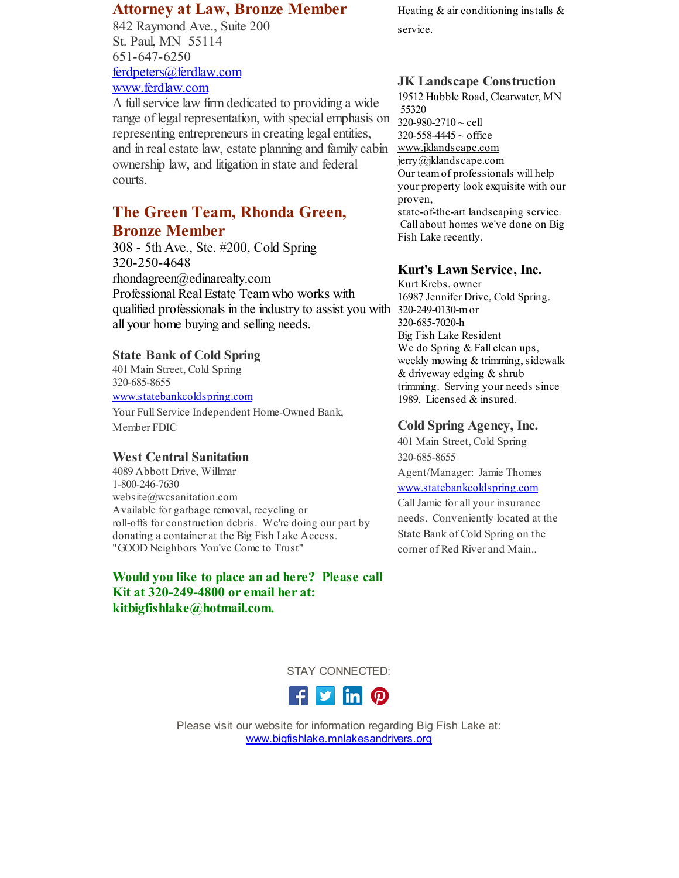### Attorney at Law, Bronze Member

842 Raymond Ave., Suite 200
St. Paul, MN 55114
651-647-6250
ferdpeters@ferdlaw.com
www.ferdlaw.com
A full service law firm dedicated to providing a wide range of legal representation, with special emphasis on representing entrepreneurs in creating legal entities, and in real estate law, estate planning and family cabin ownership law, and litigation in state and federal courts.

### The Green Team, Rhonda Green, Bronze Member

308 - 5th Ave., Ste. #200, Cold Spring
320-250-4648
rhondagreen@edinarealty.com
Professional Real Estate Team who works with qualified professionals in the industry to assist you with all your home buying and selling needs.

### State Bank of Cold Spring

401 Main Street, Cold Spring
320-685-8655
www.statebankcoldspring.com
Your Full Service Independent Home-Owned Bank, Member FDIC

### West Central Sanitation

4089 Abbott Drive, Willmar
1-800-246-7630
website@wcsanitation.com
Available for garbage removal, recycling or roll-offs for construction debris. We're doing our part by donating a container at the Big Fish Lake Access.
"GOOD Neighbors You've Come to Trust"

**Would you like to place an ad here? Please call Kit at 320-249-4800 or email her at: kitbigfishlake@hotmail.com.**

Heating & air conditioning installs & service.

### JK Landscape Construction

19512 Hubble Road, Clearwater, MN 55320
320-980-2710 ~ cell
320-558-4445 ~ office
www.jklandscape.com
jerry@jklandscape.com
Our team of professionals will help your property look exquisite with our proven, state-of-the-art landscaping service. Call about homes we've done on Big Fish Lake recently.

### Kurt's Lawn Service, Inc.

Kurt Krebs, owner
16987 Jennifer Drive, Cold Spring.
320-249-0130-m or
320-685-7020-h
Big Fish Lake Resident
We do Spring & Fall clean ups, weekly mowing & trimming, sidewalk & driveway edging & shrub trimming. Serving your needs since 1989. Licensed & insured.

### Cold Spring Agency, Inc.

401 Main Street, Cold Spring
320-685-8655
Agent/Manager: Jamie Thomes
www.statebankcoldspring.com
Call Jamie for all your insurance needs. Conveniently located at the State Bank of Cold Spring on the corner of Red River and Main..

STAY CONNECTED:

Please visit our website for information regarding Big Fish Lake at:
www.bigfishlake.mnlakesandrivers.org